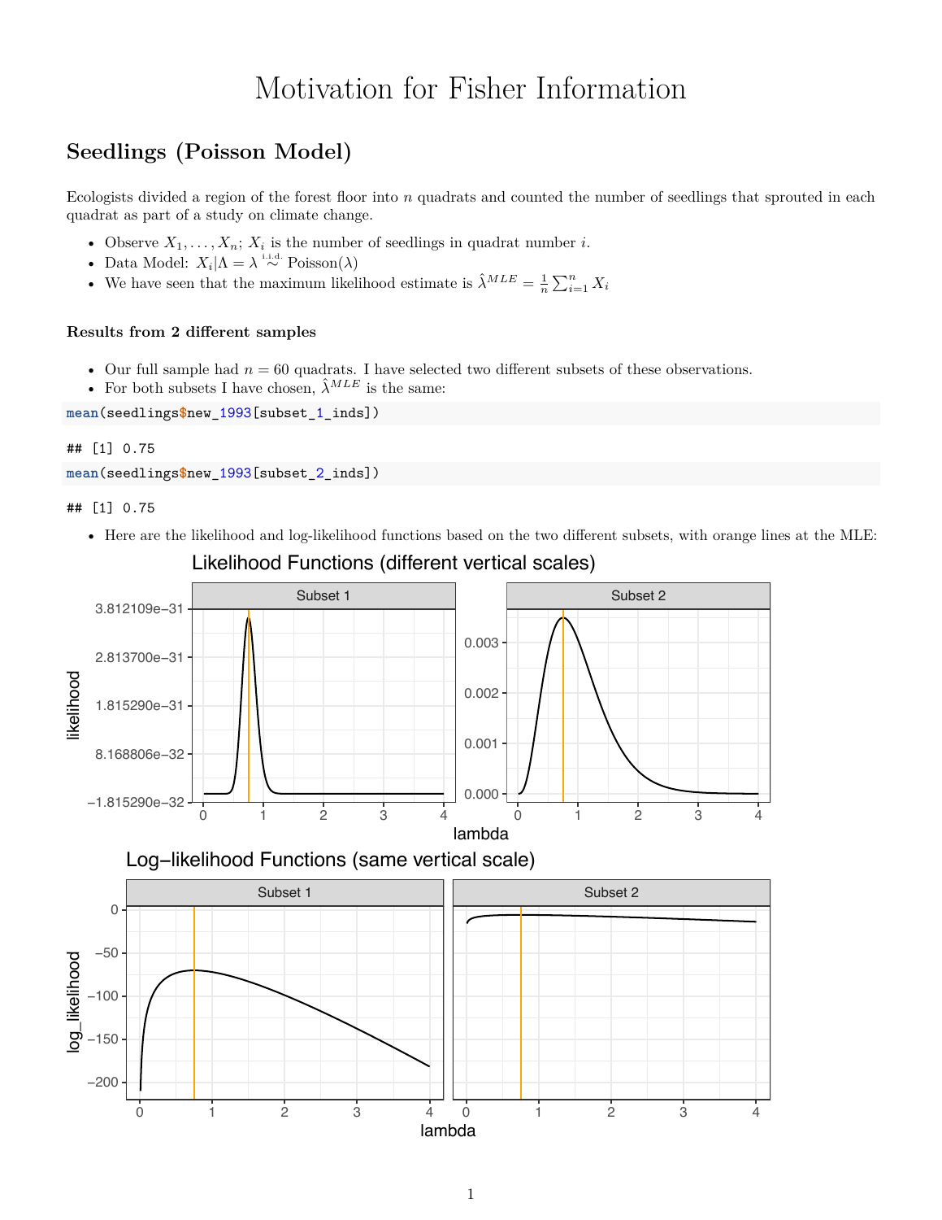# Motivation for Fisher Information

## Seedlings (Poisson Model)

Ecologists divided a region of the forest floor into $n$ quadrats and counted the number of seedlings that sprouted in each quadrat as part of a study on climate change.

- Observe $X_1, \ldots, X_n$; $X_i$ is the number of seedlings in quadrat number $i$.
- Data Model: $X_i | \Lambda = \lambda \overset{\text{i.i.d.}}{\sim} \text{Poisson}(\lambda)$
- We have seen that the maximum likelihood estimate is $\hat{\lambda}^{MLE} = \frac{1}{n}\sum_{i=1}^{n} X_i$

#### Results from 2 different samples

- Our full sample had $n = 60$ quadrats. I have selected two different subsets of these observations.
- For both subsets I have chosen, $\hat{\lambda}^{MLE}$ is the same:

```
mean(seedlings$new_1993[subset_1_inds])
```

```
## [1] 0.75
```

```
mean(seedlings$new_1993[subset_2_inds])
```

```
## [1] 0.75
```

- Here are the likelihood and log-likelihood functions based on the two different subsets, with orange lines at the MLE: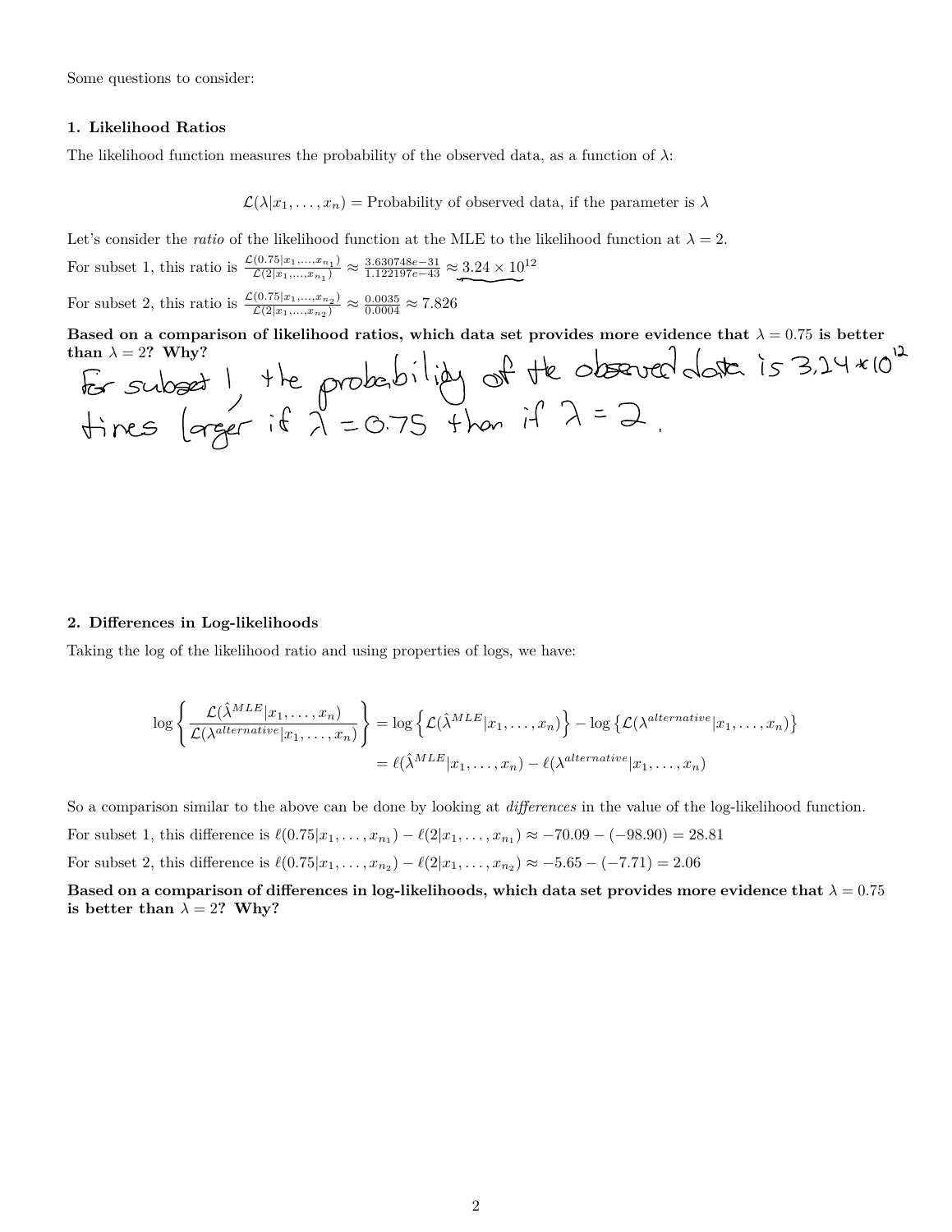Some questions to consider:

### 1. Likelihood Ratios

The likelihood function measures the probability of the observed data, as a function of $\lambda$:

$$\mathcal{L}(\lambda | x_1, \ldots, x_n) = \text{Probability of observed data, if the parameter is } \lambda$$

Let's consider the *ratio* of the likelihood function at the MLE to the likelihood function at $\lambda = 2$.

For subset 1, this ratio is $\frac{\mathcal{L}(0.75|x_1,\ldots,x_{n_1})}{\mathcal{L}(2|x_1,\ldots,x_{n_1})} \approx \frac{3.630748e-31}{1.122197e-43} \approx 3.24 \times 10^{12}$

For subset 2, this ratio is $\frac{\mathcal{L}(0.75|x_1,\ldots,x_{n_2})}{\mathcal{L}(2|x_1,\ldots,x_{n_2})} \approx \frac{0.0035}{0.0004} \approx 7.826$

**Based on a comparison of likelihood ratios, which data set provides more evidence that $\lambda = 0.75$ is better than $\lambda = 2$? Why?**

For subset 1, the probability of the observed data is 3.24 * 10^12 times larger if $\lambda = 0.75$ than if $\lambda = 2$.

### 2. Differences in Log-likelihoods

Taking the log of the likelihood ratio and using properties of logs, we have:

$$\log \left\{ \frac{\mathcal{L}(\hat{\lambda}^{MLE}|x_1,\ldots,x_n)}{\mathcal{L}(\lambda^{alternative}|x_1,\ldots,x_n)} \right\} = \log \left\{ \mathcal{L}(\hat{\lambda}^{MLE}|x_1,\ldots,x_n) \right\} - \log \left\{ \mathcal{L}(\lambda^{alternative}|x_1,\ldots,x_n) \right\}$$
$$= \ell(\hat{\lambda}^{MLE}|x_1,\ldots,x_n) - \ell(\lambda^{alternative}|x_1,\ldots,x_n)$$

So a comparison similar to the above can be done by looking at *differences* in the value of the log-likelihood function.

For subset 1, this difference is $\ell(0.75|x_1,\ldots,x_{n_1}) - \ell(2|x_1,\ldots,x_{n_1}) \approx -70.09 - (-98.90) = 28.81$

For subset 2, this difference is $\ell(0.75|x_1,\ldots,x_{n_2}) - \ell(2|x_1,\ldots,x_{n_2}) \approx -5.65 - (-7.71) = 2.06$

**Based on a comparison of differences in log-likelihoods, which data set provides more evidence that $\lambda = 0.75$ is better than $\lambda = 2$? Why?**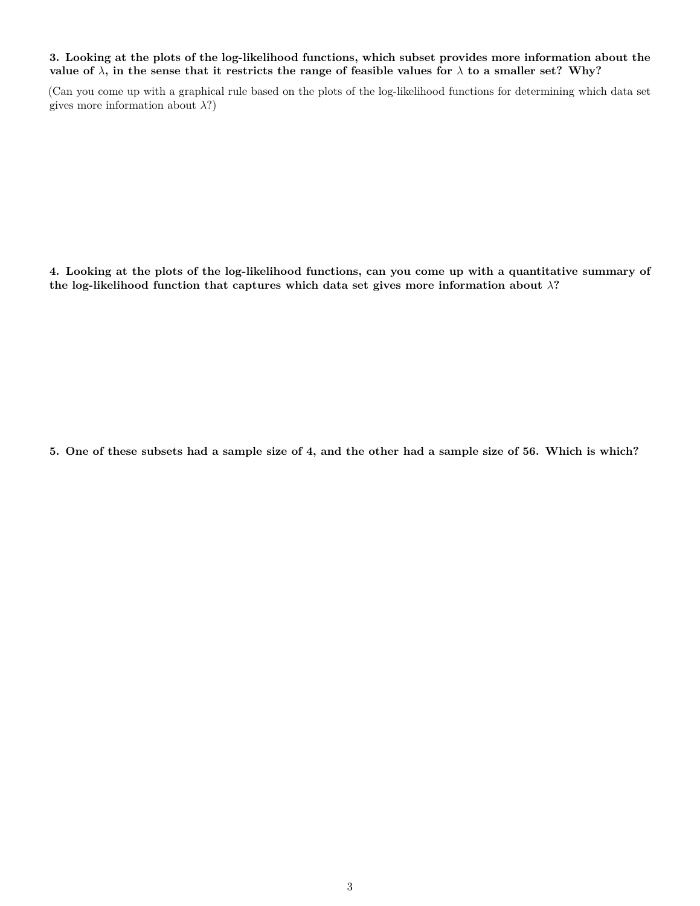**3. Looking at the plots of the log-likelihood functions, which subset provides more information about the value of $\lambda$, in the sense that it restricts the range of feasible values for $\lambda$ to a smaller set? Why?**

(Can you come up with a graphical rule based on the plots of the log-likelihood functions for determining which data set gives more information about $\lambda$?)

**4. Looking at the plots of the log-likelihood functions, can you come up with a quantitative summary of the log-likelihood function that captures which data set gives more information about $\lambda$?**

**5. One of these subsets had a sample size of 4, and the other had a sample size of 56. Which is which?**